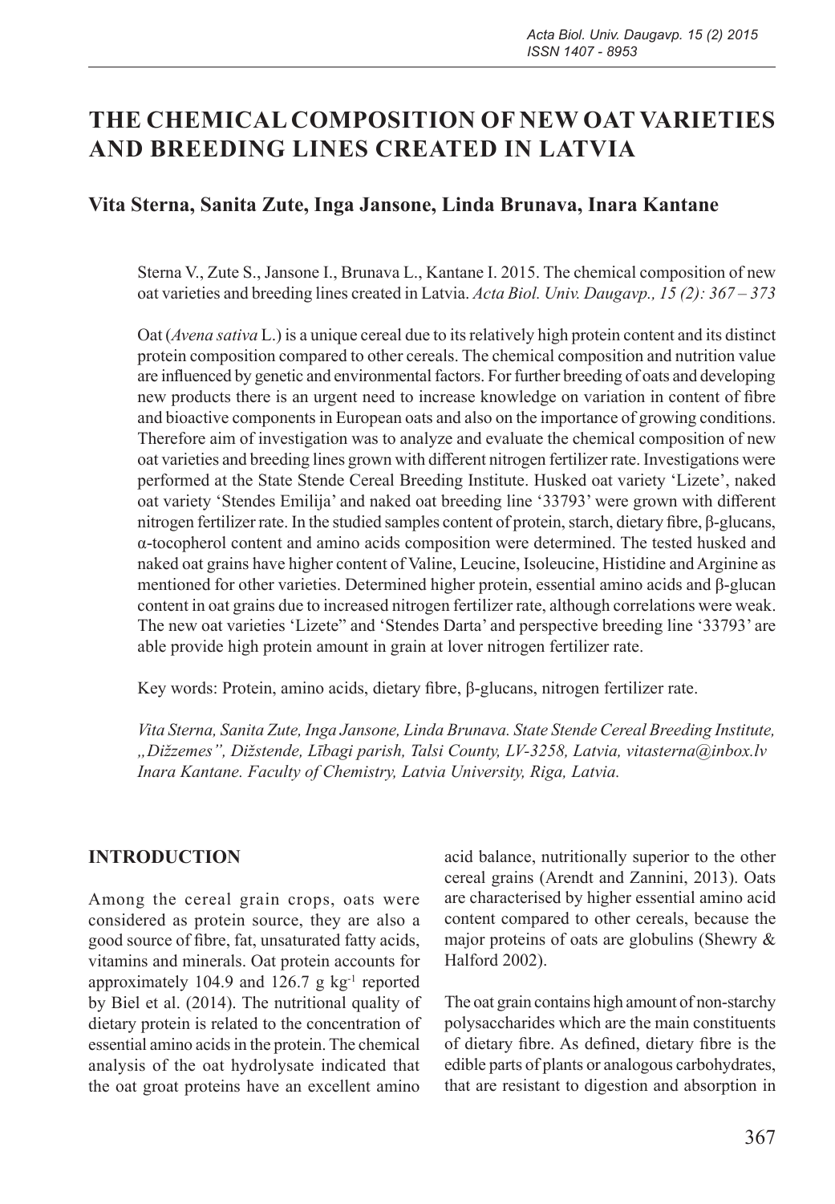# THE CHEMICAL COMPOSITION OF NEW OAT VARIETIES AND BREEDING LINES CREATED IN LATVIA

## Vita Sterna, Sanita Zute, Inga Jansone, Linda Brunava, Inara Kantane

Sterna V., Zute S., Jansone I., Brunava L., Kantane I. 2015. The chemical composition of new oat varieties and breeding lines created in Latvia. *Acta Biol. Univ. Daugavp., 15 (2): 367 – 373*

Oat (*Avena sativa* L.) is a unique cereal due to its relatively high protein content and its distinct protein composition compared to other cereals. The chemical composition and nutrition value are influenced by genetic and environmental factors. For further breeding of oats and developing new products there is an urgent need to increase knowledge on variation in content of fibre and bioactive components in European oats and also on the importance of growing conditions. Therefore aim of investigation was to analyze and evaluate the chemical composition of new oat varieties and breeding lines grown with different nitrogen fertilizer rate. Investigations were performed at the State Stende Cereal Breeding Institute. Husked oat variety 'Lizete', naked oat variety 'Stendes Emilija' and naked oat breeding line '33793' were grown with different nitrogen fertilizer rate. In the studied samples content of protein, starch, dietary fibre, β-glucans, α-tocopherol content and amino acids composition were determined. The tested husked and naked oat grains have higher content of Valine, Leucine, Isoleucine, Histidine and Arginine as mentioned for other varieties. Determined higher protein, essential amino acids and β-glucan content in oat grains due to increased nitrogen fertilizer rate, although correlations were weak. The new oat varieties 'Lizete" and 'Stendes Darta' and perspective breeding line '33793' are able provide high protein amount in grain at lover nitrogen fertilizer rate.

Key words: Protein, amino acids, dietary fibre, β-glucans, nitrogen fertilizer rate.

*Vita Sterna, Sanita Zute, Inga Jansone, Linda Brunava. State Stende Cereal Breeding Institute, „Dižzemes", Dižstende, Lībagi parish, Talsi County, LV-3258, Latvia, vitasterna@inbox.lv*
*Inara Kantane. Faculty of Chemistry, Latvia University, Riga, Latvia.*

## INTRODUCTION

Among the cereal grain crops, oats were considered as protein source, they are also a good source of fibre, fat, unsaturated fatty acids, vitamins and minerals. Oat protein accounts for approximately 104.9 and 126.7 g $kg^{-1}$ reported by Biel et al. (2014). The nutritional quality of dietary protein is related to the concentration of essential amino acids in the protein. The chemical analysis of the oat hydrolysate indicated that the oat groat proteins have an excellent amino acid balance, nutritionally superior to the other cereal grains (Arendt and Zannini, 2013). Oats are characterised by higher essential amino acid content compared to other cereals, because the major proteins of oats are globulins (Shewry & Halford 2002).

The oat grain contains high amount of non-starchy polysaccharides which are the main constituents of dietary fibre. As defined, dietary fibre is the edible parts of plants or analogous carbohydrates, that are resistant to digestion and absorption in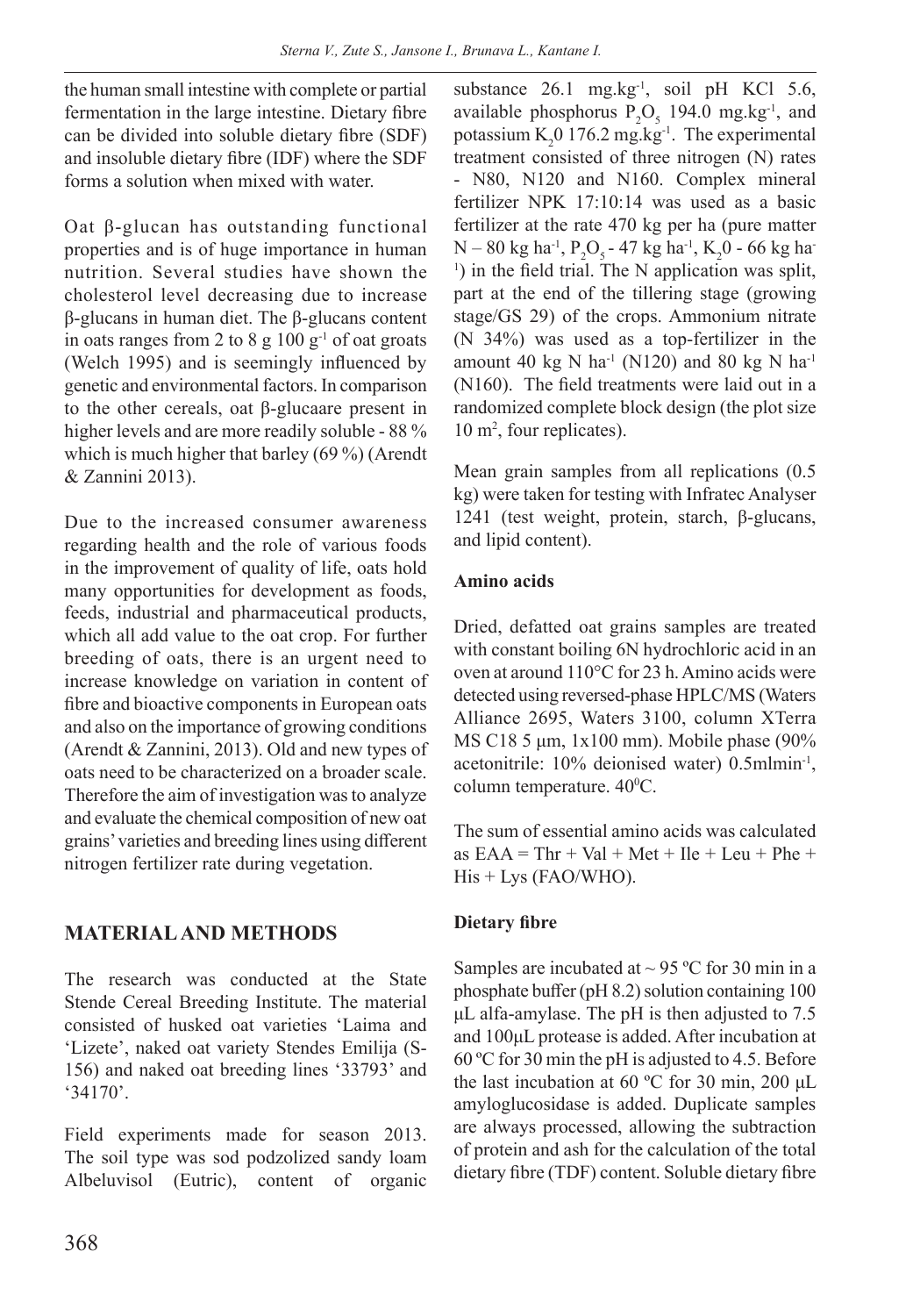the human small intestine with complete or partial fermentation in the large intestine. Dietary fibre can be divided into soluble dietary fibre (SDF) and insoluble dietary fibre (IDF) where the SDF forms a solution when mixed with water.

Oat β-glucan has outstanding functional properties and is of huge importance in human nutrition. Several studies have shown the cholesterol level decreasing due to increase β-glucans in human diet. The β-glucans content in oats ranges from 2 to 8 g 100 $g^{-1}$ of oat groats (Welch 1995) and is seemingly influenced by genetic and environmental factors. In comparison to the other cereals, oat β-glucaare present in higher levels and are more readily soluble - 88 % which is much higher that barley (69 %) (Arendt & Zannini 2013).

Due to the increased consumer awareness regarding health and the role of various foods in the improvement of quality of life, oats hold many opportunities for development as foods, feeds, industrial and pharmaceutical products, which all add value to the oat crop. For further breeding of oats, there is an urgent need to increase knowledge on variation in content of fibre and bioactive components in European oats and also on the importance of growing conditions (Arendt & Zannini, 2013). Old and new types of oats need to be characterized on a broader scale. Therefore the aim of investigation was to analyze and evaluate the chemical composition of new oat grains' varieties and breeding lines using different nitrogen fertilizer rate during vegetation.

## MATERIAL AND METHODS

The research was conducted at the State Stende Cereal Breeding Institute. The material consisted of husked oat varieties 'Laima and 'Lizete', naked oat variety Stendes Emilija (S-156) and naked oat breeding lines '33793' and '34170'.

Field experiments made for season 2013. The soil type was sod podzolized sandy loam Albeluvisol (Eutric), content of organic substance 26.1 mg.$kg^{-1}$, soil pH KCl 5.6, available phosphorus $P_2O_5$ 194.0 mg.$kg^{-1}$, and potassium $K_20$ 176.2 mg.$kg^{-1}$. The experimental treatment consisted of three nitrogen (N) rates - N80, N120 and N160. Complex mineral fertilizer NPK 17:10:14 was used as a basic fertilizer at the rate 470 kg per ha (pure matter N – 80 kg $ha^{-1}$, $P_2O_5$ - 47 kg $ha^{-1}$, $K_20$ - 66 kg $ha^{-1}$) in the field trial. The N application was split, part at the end of the tillering stage (growing stage/GS 29) of the crops. Ammonium nitrate (N 34%) was used as a top-fertilizer in the amount 40 kg N $ha^{-1}$ (N120) and 80 kg N $ha^{-1}$ (N160). The field treatments were laid out in a randomized complete block design (the plot size 10 $m^2$, four replicates).

Mean grain samples from all replications (0.5 kg) were taken for testing with Infratec Analyser 1241 (test weight, protein, starch, β-glucans, and lipid content).

**Amino acids**

Dried, defatted oat grains samples are treated with constant boiling 6N hydrochloric acid in an oven at around 110°C for 23 h. Amino acids were detected using reversed-phase HPLC/MS (Waters Alliance 2695, Waters 3100, column XTerra MS C18 5 µm, 1x100 mm). Mobile phase (90% acetonitrile: 10% deionised water) 0.5ml$min^{-1}$, column temperature. 40$^0$C.

The sum of essential amino acids was calculated as EAA = Thr + Val + Met + Ile + Leu + Phe + His + Lys (FAO/WHO).

**Dietary fibre**

Samples are incubated at ~ 95 ºC for 30 min in a phosphate buffer (pH 8.2) solution containing 100 µL alfa-amylase. The pH is then adjusted to 7.5 and 100µL protease is added. After incubation at 60 ºC for 30 min the pH is adjusted to 4.5. Before the last incubation at 60 ºC for 30 min, 200 µL amyloglucosidase is added. Duplicate samples are always processed, allowing the subtraction of protein and ash for the calculation of the total dietary fibre (TDF) content. Soluble dietary fibre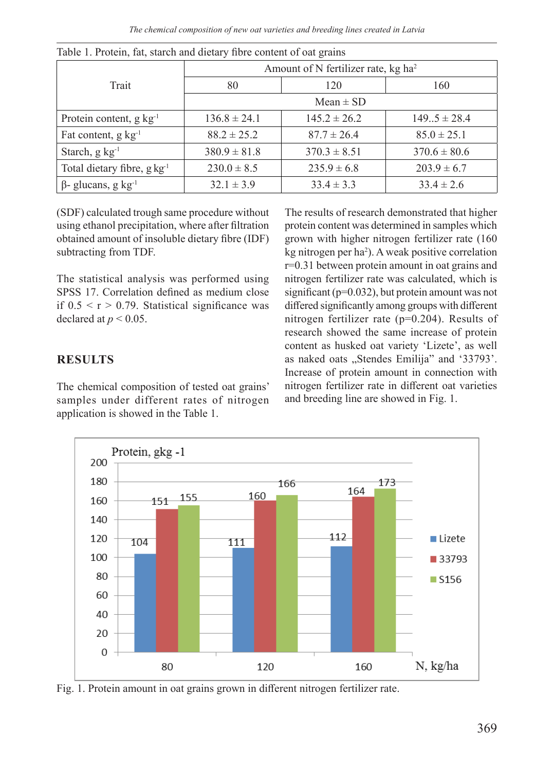Table 1. Protein, fat, starch and dietary fibre content of oat grains

| Trait | Amount of N fertilizer rate, kg ha$^2$ | | |
|---|---|---|---|
| | 80 | 120 | 160 |
| | Mean ± SD | | |
| Protein content, g kg$^{-1}$ | 136.8 ± 24.1 | 145.2 ± 26.2 | 149..5 ± 28.4 |
| Fat content, g kg$^{-1}$ | 88.2 ± 25.2 | 87.7 ± 26.4 | 85.0 ± 25.1 |
| Starch, g kg$^{-1}$ | 380.9 ± 81.8 | 370.3 ± 8.51 | 370.6 ± 80.6 |
| Total dietary fibre, g kg$^{-1}$ | 230.0 ± 8.5 | 235.9 ± 6.8 | 203.9 ± 6.7 |
| β- glucans, g kg$^{-1}$ | 32.1 ± 3.9 | 33.4 ± 3.3 | 33.4 ± 2.6 |

(SDF) calculated trough same procedure without using ethanol precipitation, where after filtration obtained amount of insoluble dietary fibre (IDF) subtracting from TDF.

The statistical analysis was performed using SPSS 17. Correlation defined as medium close if $0.5 < r > 0.79$. Statistical significance was declared at $p < 0.05$.

## RESULTS

The chemical composition of tested oat grains' samples under different rates of nitrogen application is showed in the Table 1.

The results of research demonstrated that higher protein content was determined in samples which grown with higher nitrogen fertilizer rate (160 kg nitrogen per ha$^2$). A weak positive correlation r=0.31 between protein amount in oat grains and nitrogen fertilizer rate was calculated, which is significant (p=0.032), but protein amount was not differed significantly among groups with different nitrogen fertilizer rate (p=0.204). Results of research showed the same increase of protein content as husked oat variety 'Lizete', as well as naked oats „Stendes Emilija" and '33793'. Increase of protein amount in connection with nitrogen fertilizer rate in different oat varieties and breeding line are showed in Fig. 1.

Protein, gkg -1

| N, kg/ha | Lizete | 33793 | S156 |
|---|---|---|---|
| 80 | 104 | 151 | 155 |
| 120 | 111 | 160 | 166 |
| 160 | 112 | 164 | 173 |

Fig. 1. Protein amount in oat grains grown in different nitrogen fertilizer rate.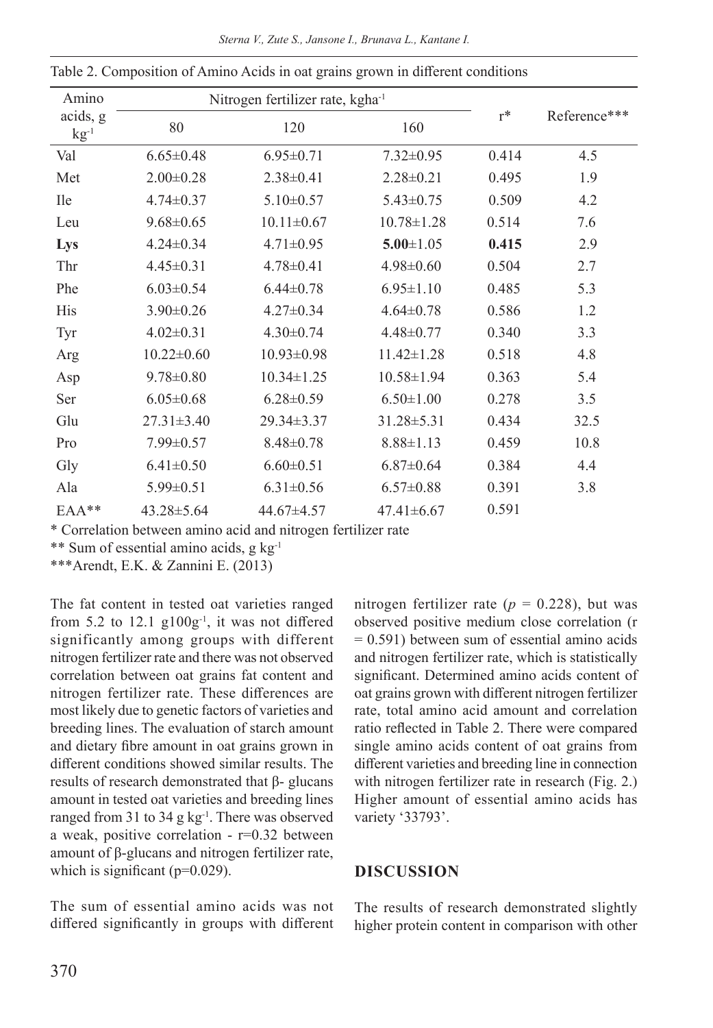Table 2. Composition of Amino Acids in oat grains grown in different conditions

| Amino acids, g $kg^{-1}$ | Nitrogen fertilizer rate, $kgha^{-1}$ | | | r* | Reference*** |
|---|---|---|---|---|---|
| | 80 | 120 | 160 | | |
| Val | 6.65±0.48 | 6.95±0.71 | 7.32±0.95 | 0.414 | 4.5 |
| Met | 2.00±0.28 | 2.38±0.41 | 2.28±0.21 | 0.495 | 1.9 |
| Ile | 4.74±0.37 | 5.10±0.57 | 5.43±0.75 | 0.509 | 4.2 |
| Leu | 9.68±0.65 | 10.11±0.67 | 10.78±1.28 | 0.514 | 7.6 |
| **Lys** | 4.24±0.34 | 4.71±0.95 | **5.00**±1.05 | **0.415** | 2.9 |
| Thr | 4.45±0.31 | 4.78±0.41 | 4.98±0.60 | 0.504 | 2.7 |
| Phe | 6.03±0.54 | 6.44±0.78 | 6.95±1.10 | 0.485 | 5.3 |
| His | 3.90±0.26 | 4.27±0.34 | 4.64±0.78 | 0.586 | 1.2 |
| Tyr | 4.02±0.31 | 4.30±0.74 | 4.48±0.77 | 0.340 | 3.3 |
| Arg | 10.22±0.60 | 10.93±0.98 | 11.42±1.28 | 0.518 | 4.8 |
| Asp | 9.78±0.80 | 10.34±1.25 | 10.58±1.94 | 0.363 | 5.4 |
| Ser | 6.05±0.68 | 6.28±0.59 | 6.50±1.00 | 0.278 | 3.5 |
| Glu | 27.31±3.40 | 29.34±3.37 | 31.28±5.31 | 0.434 | 32.5 |
| Pro | 7.99±0.57 | 8.48±0.78 | 8.88±1.13 | 0.459 | 10.8 |
| Gly | 6.41±0.50 | 6.60±0.51 | 6.87±0.64 | 0.384 | 4.4 |
| Ala | 5.99±0.51 | 6.31±0.56 | 6.57±0.88 | 0.391 | 3.8 |
| EAA** | 43.28±5.64 | 44.67±4.57 | 47.41±6.67 | 0.591 | |

\* Correlation between amino acid and nitrogen fertilizer rate

** Sum of essential amino acids, g $kg^{-1}$

***Arendt, E.K. & Zannini E. (2013)

The fat content in tested oat varieties ranged from 5.2 to 12.1 $g100g^{-1}$, it was not differed significantly among groups with different nitrogen fertilizer rate and there was not observed correlation between oat grains fat content and nitrogen fertilizer rate. These differences are most likely due to genetic factors of varieties and breeding lines. The evaluation of starch amount and dietary fibre amount in oat grains grown in different conditions showed similar results. The results of research demonstrated that β- glucans amount in tested oat varieties and breeding lines ranged from 31 to 34 g $kg^{-1}$. There was observed a weak, positive correlation - $r=0.32$ between amount of β-glucans and nitrogen fertilizer rate, which is significant ($p=0.029$).

The sum of essential amino acids was not differed significantly in groups with different nitrogen fertilizer rate ($p = 0.228$), but was observed positive medium close correlation ($r = 0.591$) between sum of essential amino acids and nitrogen fertilizer rate, which is statistically significant. Determined amino acids content of oat grains grown with different nitrogen fertilizer rate, total amino acid amount and correlation ratio reflected in Table 2. There were compared single amino acids content of oat grains from different varieties and breeding line in connection with nitrogen fertilizer rate in research (Fig. 2.) Higher amount of essential amino acids has variety '33793'.

## DISCUSSION

The results of research demonstrated slightly higher protein content in comparison with other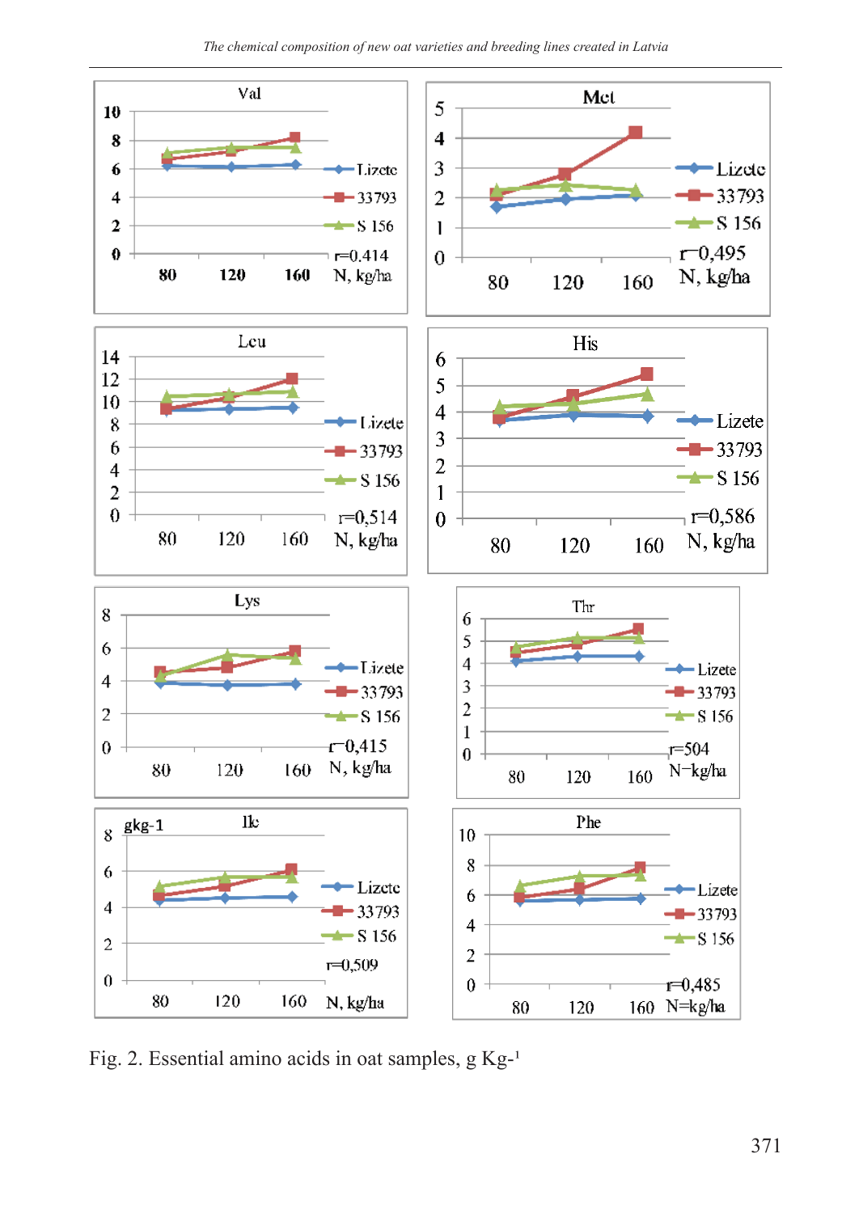Fig. 2. Essential amino acids in oat samples, g Kg-¹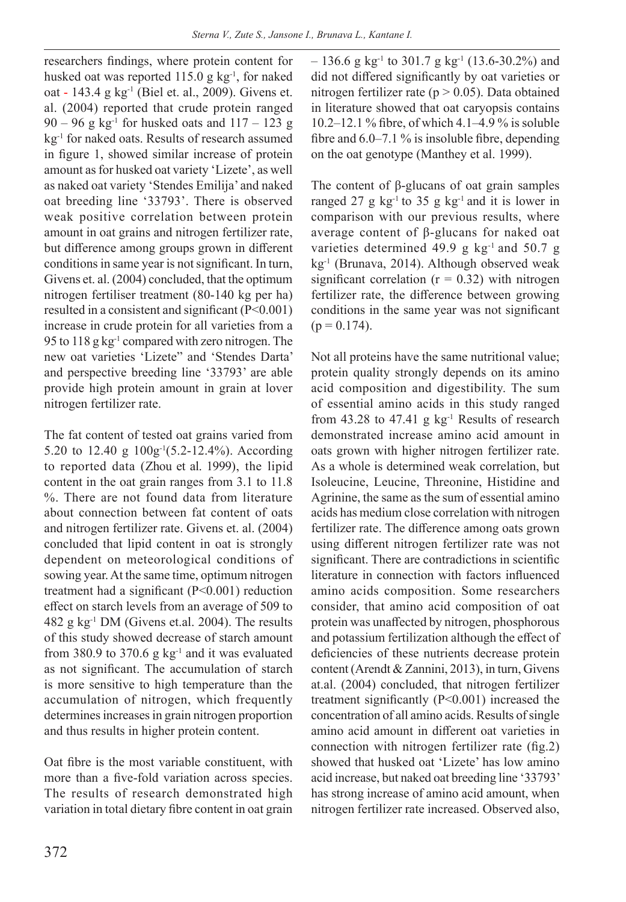researchers findings, where protein content for husked oat was reported 115.0 g kg$^{-1}$, for naked oat - 143.4 g kg$^{-1}$ (Biel et. al., 2009). Givens et. al. (2004) reported that crude protein ranged 90 – 96 g kg$^{-1}$ for husked oats and 117 – 123 g kg$^{-1}$ for naked oats. Results of research assumed in figure 1, showed similar increase of protein amount as for husked oat variety 'Lizete', as well as naked oat variety 'Stendes Emilija' and naked oat breeding line '33793'. There is observed weak positive correlation between protein amount in oat grains and nitrogen fertilizer rate, but difference among groups grown in different conditions in same year is not significant. In turn, Givens et. al. (2004) concluded, that the optimum nitrogen fertiliser treatment (80-140 kg per ha) resulted in a consistent and significant ($P<0.001$) increase in crude protein for all varieties from a 95 to 118 g kg$^{-1}$ compared with zero nitrogen. The new oat varieties 'Lizete" and 'Stendes Darta' and perspective breeding line '33793' are able provide high protein amount in grain at lover nitrogen fertilizer rate.

The fat content of tested oat grains varied from 5.20 to 12.40 g 100g$^{-1}$(5.2-12.4%). According to reported data (Zhou et al. 1999), the lipid content in the oat grain ranges from 3.1 to 11.8 %. There are not found data from literature about connection between fat content of oats and nitrogen fertilizer rate. Givens et. al. (2004) concluded that lipid content in oat is strongly dependent on meteorological conditions of sowing year. At the same time, optimum nitrogen treatment had a significant ($P<0.001$) reduction effect on starch levels from an average of 509 to 482 g kg$^{-1}$ DM (Givens et.al. 2004). The results of this study showed decrease of starch amount from 380.9 to 370.6 g kg$^{-1}$ and it was evaluated as not significant. The accumulation of starch is more sensitive to high temperature than the accumulation of nitrogen, which frequently determines increases in grain nitrogen proportion and thus results in higher protein content.

Oat fibre is the most variable constituent, with more than a five-fold variation across species. The results of research demonstrated high variation in total dietary fibre content in oat grain – 136.6 g kg$^{-1}$ to 301.7 g kg$^{-1}$ (13.6-30.2%) and did not differed significantly by oat varieties or nitrogen fertilizer rate ($p > 0.05$). Data obtained in literature showed that oat caryopsis contains 10.2–12.1 % fibre, of which 4.1–4.9 % is soluble fibre and 6.0–7.1 % is insoluble fibre, depending on the oat genotype (Manthey et al. 1999).

The content of β-glucans of oat grain samples ranged 27 g kg$^{-1}$ to 35 g kg$^{-1}$ and it is lower in comparison with our previous results, where average content of β-glucans for naked oat varieties determined 49.9 g kg$^{-1}$ and 50.7 g kg$^{-1}$ (Brunava, 2014). Although observed weak significant correlation ($r = 0.32$) with nitrogen fertilizer rate, the difference between growing conditions in the same year was not significant ($p = 0.174$).

Not all proteins have the same nutritional value; protein quality strongly depends on its amino acid composition and digestibility. The sum of essential amino acids in this study ranged from 43.28 to 47.41 g kg$^{-1}$ Results of research demonstrated increase amino acid amount in oats grown with higher nitrogen fertilizer rate. As a whole is determined weak correlation, but Isoleucine, Leucine, Threonine, Histidine and Agrinine, the same as the sum of essential amino acids has medium close correlation with nitrogen fertilizer rate. The difference among oats grown using different nitrogen fertilizer rate was not significant. There are contradictions in scientific literature in connection with factors influenced amino acids composition. Some researchers consider, that amino acid composition of oat protein was unaffected by nitrogen, phosphorous and potassium fertilization although the effect of deficiencies of these nutrients decrease protein content (Arendt & Zannini, 2013), in turn, Givens at.al. (2004) concluded, that nitrogen fertilizer treatment significantly ($P<0.001$) increased the concentration of all amino acids. Results of single amino acid amount in different oat varieties in connection with nitrogen fertilizer rate (fig.2) showed that husked oat 'Lizete' has low amino acid increase, but naked oat breeding line '33793' has strong increase of amino acid amount, when nitrogen fertilizer rate increased. Observed also,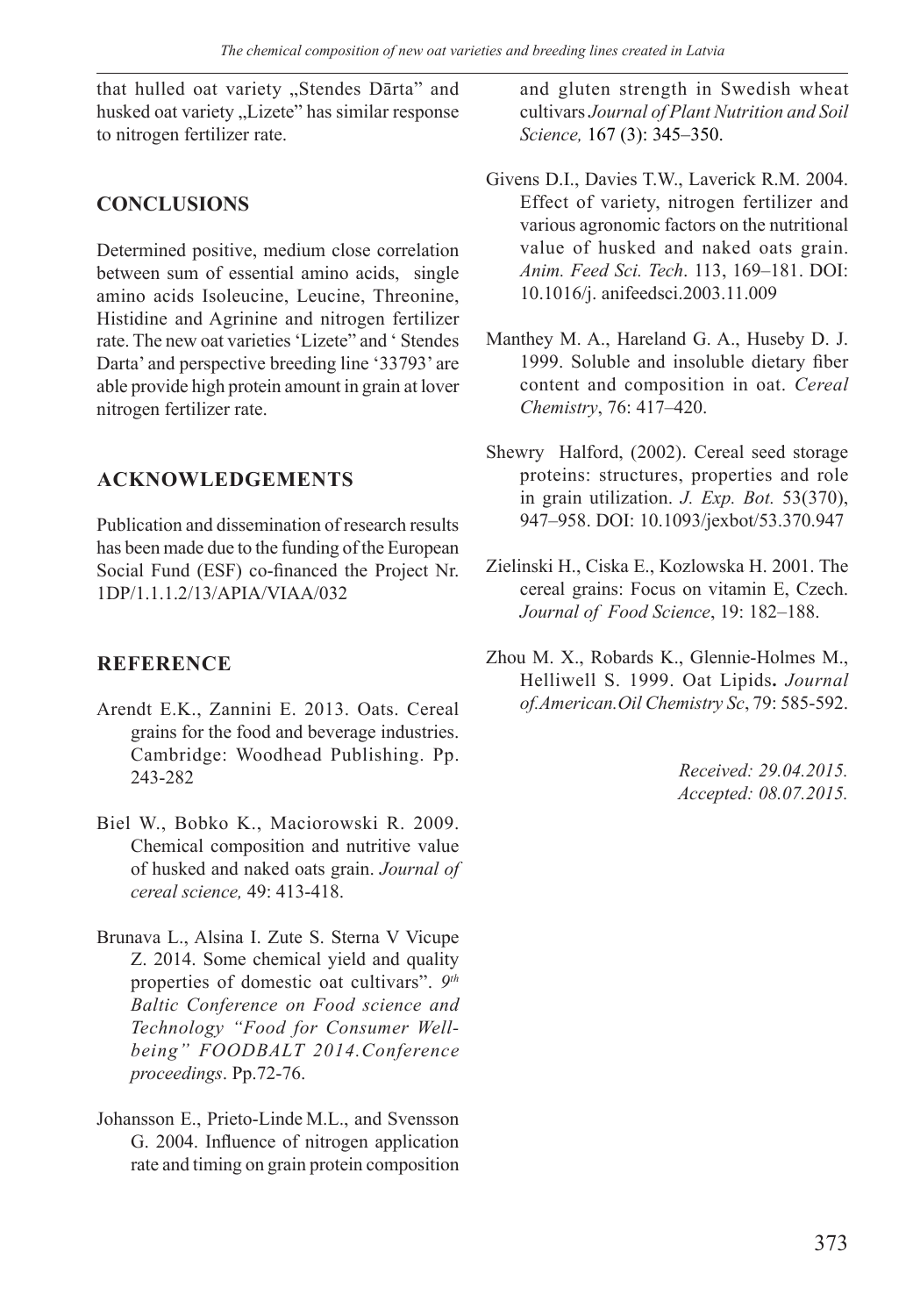that hulled oat variety „Stendes Dārta" and husked oat variety „Lizete" has similar response to nitrogen fertilizer rate.

## CONCLUSIONS

Determined positive, medium close correlation between sum of essential amino acids, single amino acids Isoleucine, Leucine, Threonine, Histidine and Agrinine and nitrogen fertilizer rate. The new oat varieties 'Lizete" and ' Stendes Darta' and perspective breeding line '33793' are able provide high protein amount in grain at lover nitrogen fertilizer rate.

## ACKNOWLEDGEMENTS

Publication and dissemination of research results has been made due to the funding of the European Social Fund (ESF) co-financed the Project Nr. 1DP/1.1.1.2/13/APIA/VIAA/032

## REFERENCE

Arendt E.K., Zannini E. 2013. Oats. Cereal grains for the food and beverage industries. Cambridge: Woodhead Publishing. Pp. 243-282

Biel W., Bobko K., Maciorowski R. 2009. Chemical composition and nutritive value of husked and naked oats grain. *Journal of cereal science,* 49: 413-418.

Brunava L., Alsina I. Zute S. Sterna V Vicupe Z. 2014. Some chemical yield and quality properties of domestic oat cultivars". *9th Baltic Conference on Food science and Technology "Food for Consumer Well-being" FOODBALT 2014.Conference proceedings*. Pp.72-76.

Johansson E., Prieto-Linde M.L., and Svensson G. 2004. Influence of nitrogen application rate and timing on grain protein composition and gluten strength in Swedish wheat cultivars *Journal of Plant Nutrition and Soil Science,* 167 (3): 345–350.

Givens D.I., Davies T.W., Laverick R.M. 2004. Effect of variety, nitrogen fertilizer and various agronomic factors on the nutritional value of husked and naked oats grain. *Anim. Feed Sci. Tech*. 113, 169–181. DOI: 10.1016/j. anifeedsci.2003.11.009

Manthey M. A., Hareland G. A., Huseby D. J. 1999. Soluble and insoluble dietary fiber content and composition in oat. *Cereal Chemistry*, 76: 417–420.

Shewry Halford, (2002). Cereal seed storage proteins: structures, properties and role in grain utilization. *J. Exp. Bot.* 53(370), 947–958. DOI: 10.1093/jexbot/53.370.947

Zielinski H., Ciska E., Kozlowska H. 2001. The cereal grains: Focus on vitamin E, Czech. *Journal of Food Science*, 19: 182–188.

Zhou M. X., Robards K., Glennie-Holmes M., Helliwell S. 1999. Oat Lipids**.** *Journal of.American.Oil Chemistry Sc*, 79: 585-592.

*Received: 29.04.2015.*
*Accepted: 08.07.2015.*